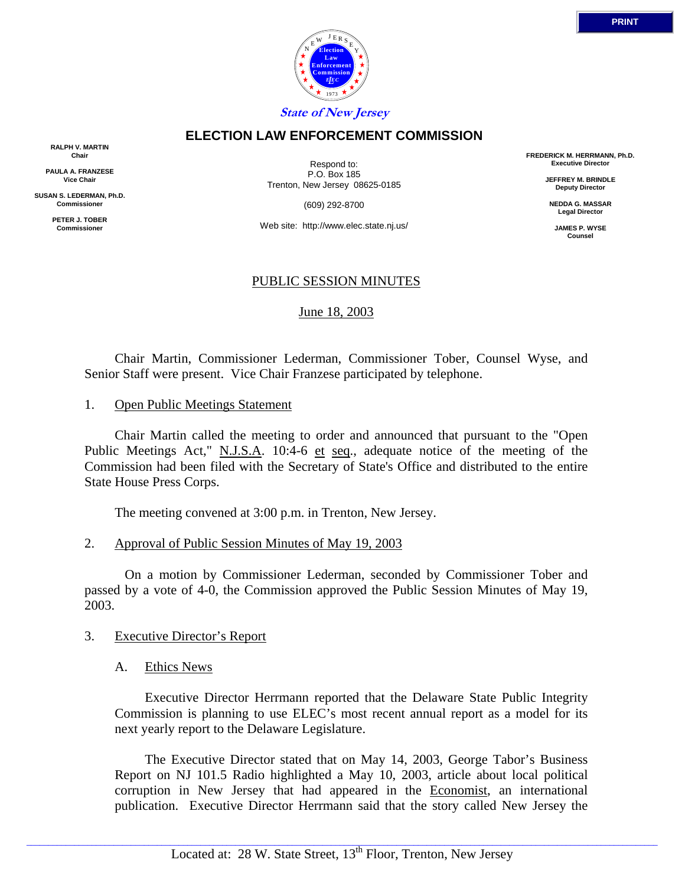State of New Jersey

# ELECTION LAW ENFORCEMENT COMMISSION

**RALPH V. MARTIN**
**Chair**

**PAULA A. FRANZESE**
**Vice Chair**

**SUSAN S. LEDERMAN, Ph.D.**
**Commissioner**

**PETER J. TOBER**
**Commissioner**

Respond to:
P.O. Box 185
Trenton, New Jersey 08625-0185

(609) 292-8700

Web site: http://www.elec.state.nj.us/

**FREDERICK M. HERRMANN, Ph.D.**
**Executive Director**

**JEFFREY M. BRINDLE**
**Deputy Director**

**NEDDA G. MASSAR**
**Legal Director**

**JAMES P. WYSE**
**Counsel**

## PUBLIC SESSION MINUTES

June 18, 2003

Chair Martin, Commissioner Lederman, Commissioner Tober, Counsel Wyse, and Senior Staff were present. Vice Chair Franzese participated by telephone.

1. Open Public Meetings Statement

Chair Martin called the meeting to order and announced that pursuant to the "Open Public Meetings Act," N.J.S.A. 10:4-6 et seq., adequate notice of the meeting of the Commission had been filed with the Secretary of State's Office and distributed to the entire State House Press Corps.

The meeting convened at 3:00 p.m. in Trenton, New Jersey.

2. Approval of Public Session Minutes of May 19, 2003

On a motion by Commissioner Lederman, seconded by Commissioner Tober and passed by a vote of 4-0, the Commission approved the Public Session Minutes of May 19, 2003.

3. Executive Director's Report

A. Ethics News

Executive Director Herrmann reported that the Delaware State Public Integrity Commission is planning to use ELEC's most recent annual report as a model for its next yearly report to the Delaware Legislature.

The Executive Director stated that on May 14, 2003, George Tabor's Business Report on NJ 101.5 Radio highlighted a May 10, 2003, article about local political corruption in New Jersey that had appeared in the Economist, an international publication. Executive Director Herrmann said that the story called New Jersey the

Located at: 28 W. State Street, 13th Floor, Trenton, New Jersey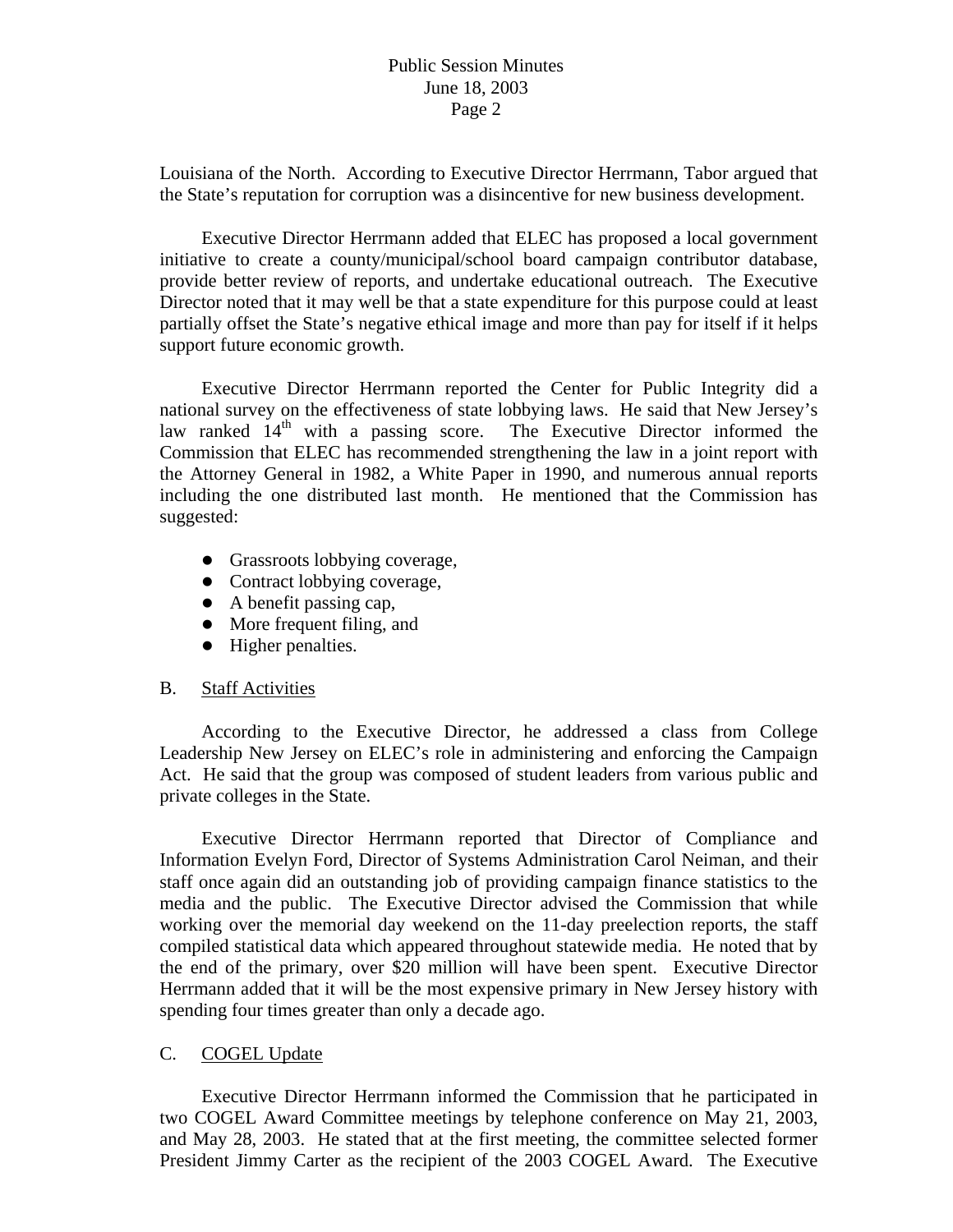Louisiana of the North. According to Executive Director Herrmann, Tabor argued that the State's reputation for corruption was a disincentive for new business development.

Executive Director Herrmann added that ELEC has proposed a local government initiative to create a county/municipal/school board campaign contributor database, provide better review of reports, and undertake educational outreach. The Executive Director noted that it may well be that a state expenditure for this purpose could at least partially offset the State's negative ethical image and more than pay for itself if it helps support future economic growth.

Executive Director Herrmann reported the Center for Public Integrity did a national survey on the effectiveness of state lobbying laws. He said that New Jersey's law ranked 14th with a passing score. The Executive Director informed the Commission that ELEC has recommended strengthening the law in a joint report with the Attorney General in 1982, a White Paper in 1990, and numerous annual reports including the one distributed last month. He mentioned that the Commission has suggested:

- Grassroots lobbying coverage,
- Contract lobbying coverage,
- A benefit passing cap,
- More frequent filing, and
- Higher penalties.

B. Staff Activities

According to the Executive Director, he addressed a class from College Leadership New Jersey on ELEC's role in administering and enforcing the Campaign Act. He said that the group was composed of student leaders from various public and private colleges in the State.

Executive Director Herrmann reported that Director of Compliance and Information Evelyn Ford, Director of Systems Administration Carol Neiman, and their staff once again did an outstanding job of providing campaign finance statistics to the media and the public. The Executive Director advised the Commission that while working over the memorial day weekend on the 11-day preelection reports, the staff compiled statistical data which appeared throughout statewide media. He noted that by the end of the primary, over $20 million will have been spent. Executive Director Herrmann added that it will be the most expensive primary in New Jersey history with spending four times greater than only a decade ago.

C. COGEL Update

Executive Director Herrmann informed the Commission that he participated in two COGEL Award Committee meetings by telephone conference on May 21, 2003, and May 28, 2003. He stated that at the first meeting, the committee selected former President Jimmy Carter as the recipient of the 2003 COGEL Award. The Executive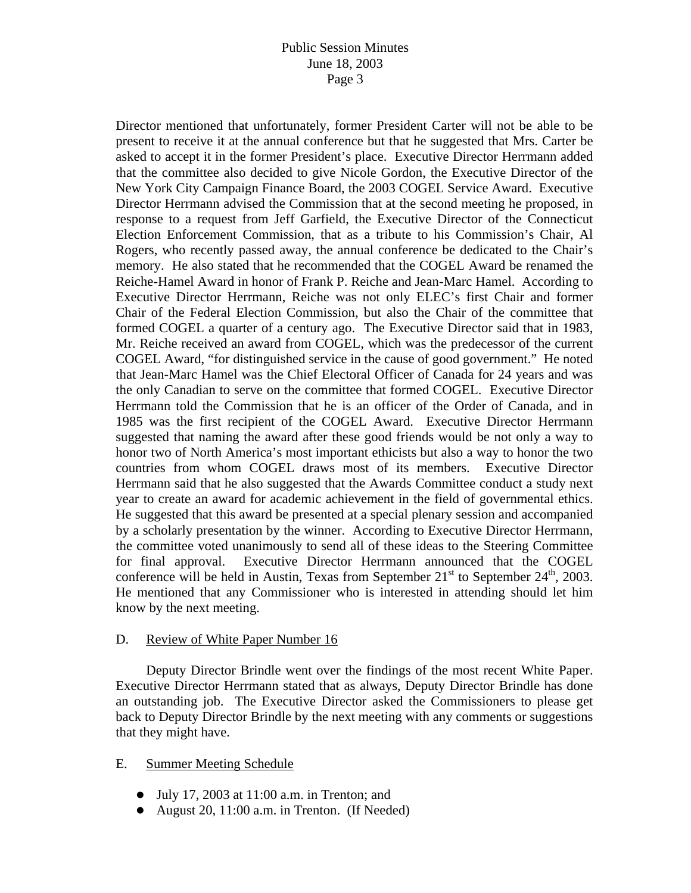Director mentioned that unfortunately, former President Carter will not be able to be present to receive it at the annual conference but that he suggested that Mrs. Carter be asked to accept it in the former President's place. Executive Director Herrmann added that the committee also decided to give Nicole Gordon, the Executive Director of the New York City Campaign Finance Board, the 2003 COGEL Service Award. Executive Director Herrmann advised the Commission that at the second meeting he proposed, in response to a request from Jeff Garfield, the Executive Director of the Connecticut Election Enforcement Commission, that as a tribute to his Commission's Chair, Al Rogers, who recently passed away, the annual conference be dedicated to the Chair's memory. He also stated that he recommended that the COGEL Award be renamed the Reiche-Hamel Award in honor of Frank P. Reiche and Jean-Marc Hamel. According to Executive Director Herrmann, Reiche was not only ELEC's first Chair and former Chair of the Federal Election Commission, but also the Chair of the committee that formed COGEL a quarter of a century ago. The Executive Director said that in 1983, Mr. Reiche received an award from COGEL, which was the predecessor of the current COGEL Award, "for distinguished service in the cause of good government." He noted that Jean-Marc Hamel was the Chief Electoral Officer of Canada for 24 years and was the only Canadian to serve on the committee that formed COGEL. Executive Director Herrmann told the Commission that he is an officer of the Order of Canada, and in 1985 was the first recipient of the COGEL Award. Executive Director Herrmann suggested that naming the award after these good friends would be not only a way to honor two of North America's most important ethicists but also a way to honor the two countries from whom COGEL draws most of its members. Executive Director Herrmann said that he also suggested that the Awards Committee conduct a study next year to create an award for academic achievement in the field of governmental ethics. He suggested that this award be presented at a special plenary session and accompanied by a scholarly presentation by the winner. According to Executive Director Herrmann, the committee voted unanimously to send all of these ideas to the Steering Committee for final approval. Executive Director Herrmann announced that the COGEL conference will be held in Austin, Texas from September 21st to September 24th, 2003. He mentioned that any Commissioner who is interested in attending should let him know by the next meeting.

D. Review of White Paper Number 16

Deputy Director Brindle went over the findings of the most recent White Paper. Executive Director Herrmann stated that as always, Deputy Director Brindle has done an outstanding job. The Executive Director asked the Commissioners to please get back to Deputy Director Brindle by the next meeting with any comments or suggestions that they might have.

E. Summer Meeting Schedule

- July 17, 2003 at 11:00 a.m. in Trenton; and
- August 20, 11:00 a.m. in Trenton. (If Needed)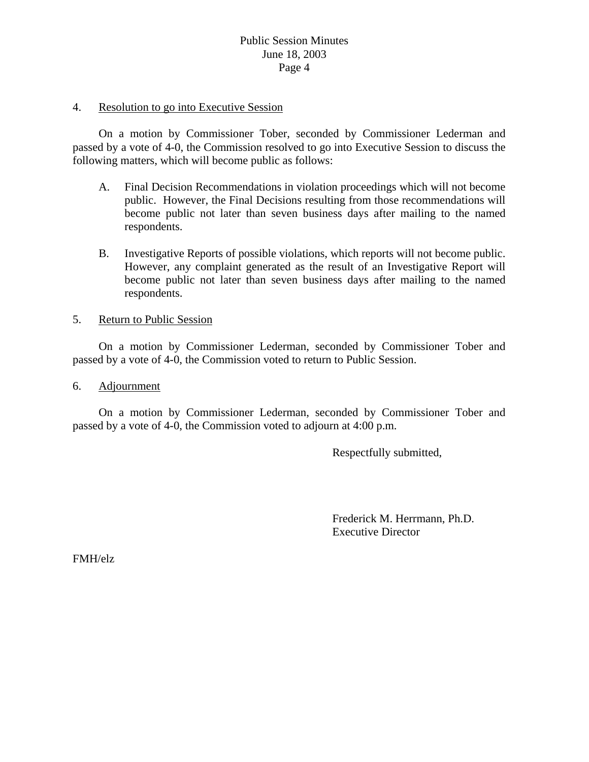4. Resolution to go into Executive Session

On a motion by Commissioner Tober, seconded by Commissioner Lederman and passed by a vote of 4-0, the Commission resolved to go into Executive Session to discuss the following matters, which will become public as follows:

A. Final Decision Recommendations in violation proceedings which will not become public. However, the Final Decisions resulting from those recommendations will become public not later than seven business days after mailing to the named respondents.

B. Investigative Reports of possible violations, which reports will not become public. However, any complaint generated as the result of an Investigative Report will become public not later than seven business days after mailing to the named respondents.

5. Return to Public Session

On a motion by Commissioner Lederman, seconded by Commissioner Tober and passed by a vote of 4-0, the Commission voted to return to Public Session.

6. Adjournment

On a motion by Commissioner Lederman, seconded by Commissioner Tober and passed by a vote of 4-0, the Commission voted to adjourn at 4:00 p.m.

Respectfully submitted,

Frederick M. Herrmann, Ph.D.
Executive Director

FMH/elz